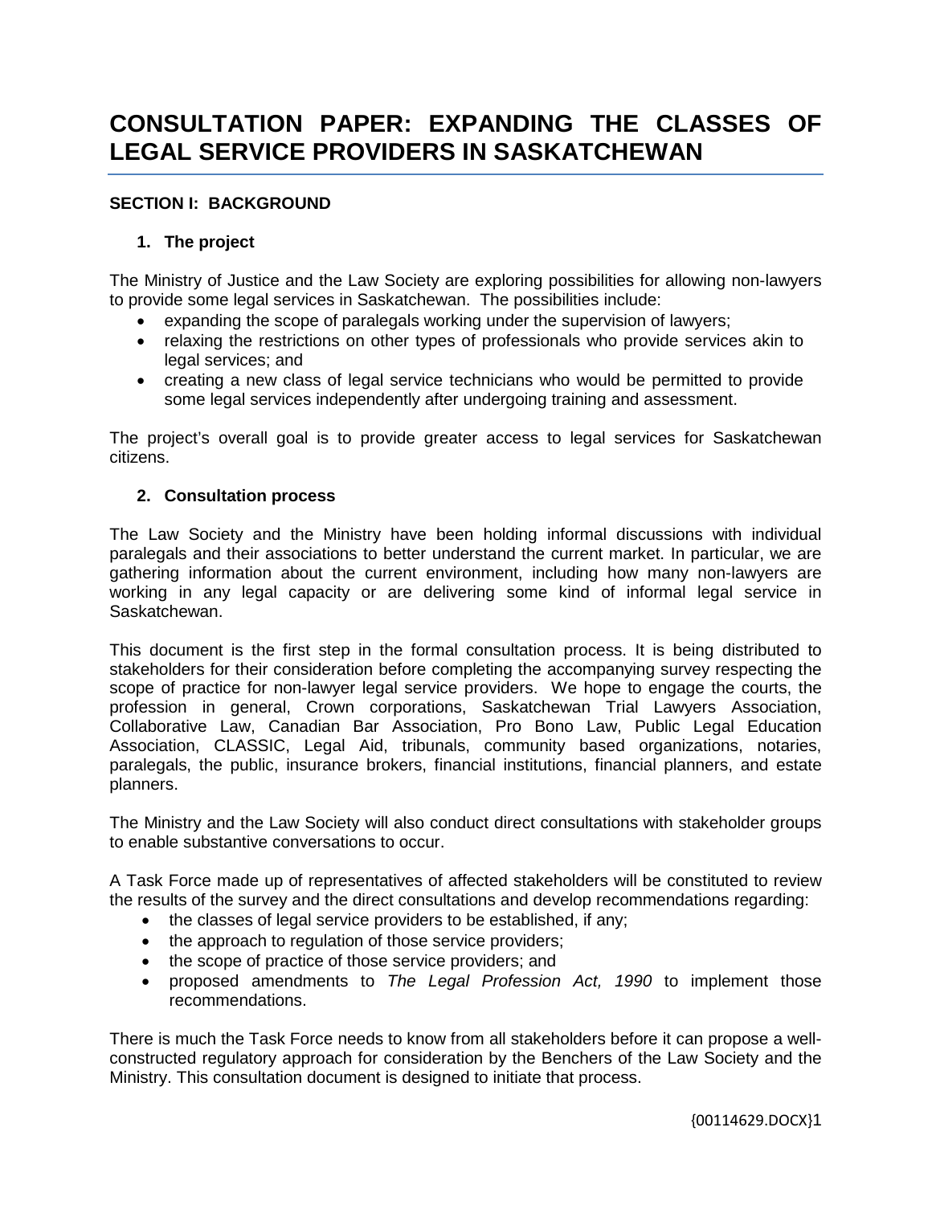# CONSULTATION PAPER: EXPANDING THE CLASSES OF LEGAL SERVICE PROVIDERS IN SASKATCHEWAN

## SECTION I: BACKGROUND

### 1. The project

The Ministry of Justice and the Law Society are exploring possibilities for allowing non-lawyers to provide some legal services in Saskatchewan. The possibilities include:

- expanding the scope of paralegals working under the supervision of lawyers;
- relaxing the restrictions on other types of professionals who provide services akin to legal services; and
- creating a new class of legal service technicians who would be permitted to provide some legal services independently after undergoing training and assessment.

The project's overall goal is to provide greater access to legal services for Saskatchewan citizens.

### 2. Consultation process

The Law Society and the Ministry have been holding informal discussions with individual paralegals and their associations to better understand the current market. In particular, we are gathering information about the current environment, including how many non-lawyers are working in any legal capacity or are delivering some kind of informal legal service in Saskatchewan.

This document is the first step in the formal consultation process. It is being distributed to stakeholders for their consideration before completing the accompanying survey respecting the scope of practice for non-lawyer legal service providers. We hope to engage the courts, the profession in general, Crown corporations, Saskatchewan Trial Lawyers Association, Collaborative Law, Canadian Bar Association, Pro Bono Law, Public Legal Education Association, CLASSIC, Legal Aid, tribunals, community based organizations, notaries, paralegals, the public, insurance brokers, financial institutions, financial planners, and estate planners.

The Ministry and the Law Society will also conduct direct consultations with stakeholder groups to enable substantive conversations to occur.

A Task Force made up of representatives of affected stakeholders will be constituted to review the results of the survey and the direct consultations and develop recommendations regarding:

- the classes of legal service providers to be established, if any;
- the approach to regulation of those service providers;
- the scope of practice of those service providers; and
- proposed amendments to *The Legal Profession Act, 1990* to implement those recommendations.

There is much the Task Force needs to know from all stakeholders before it can propose a well-constructed regulatory approach for consideration by the Benchers of the Law Society and the Ministry. This consultation document is designed to initiate that process.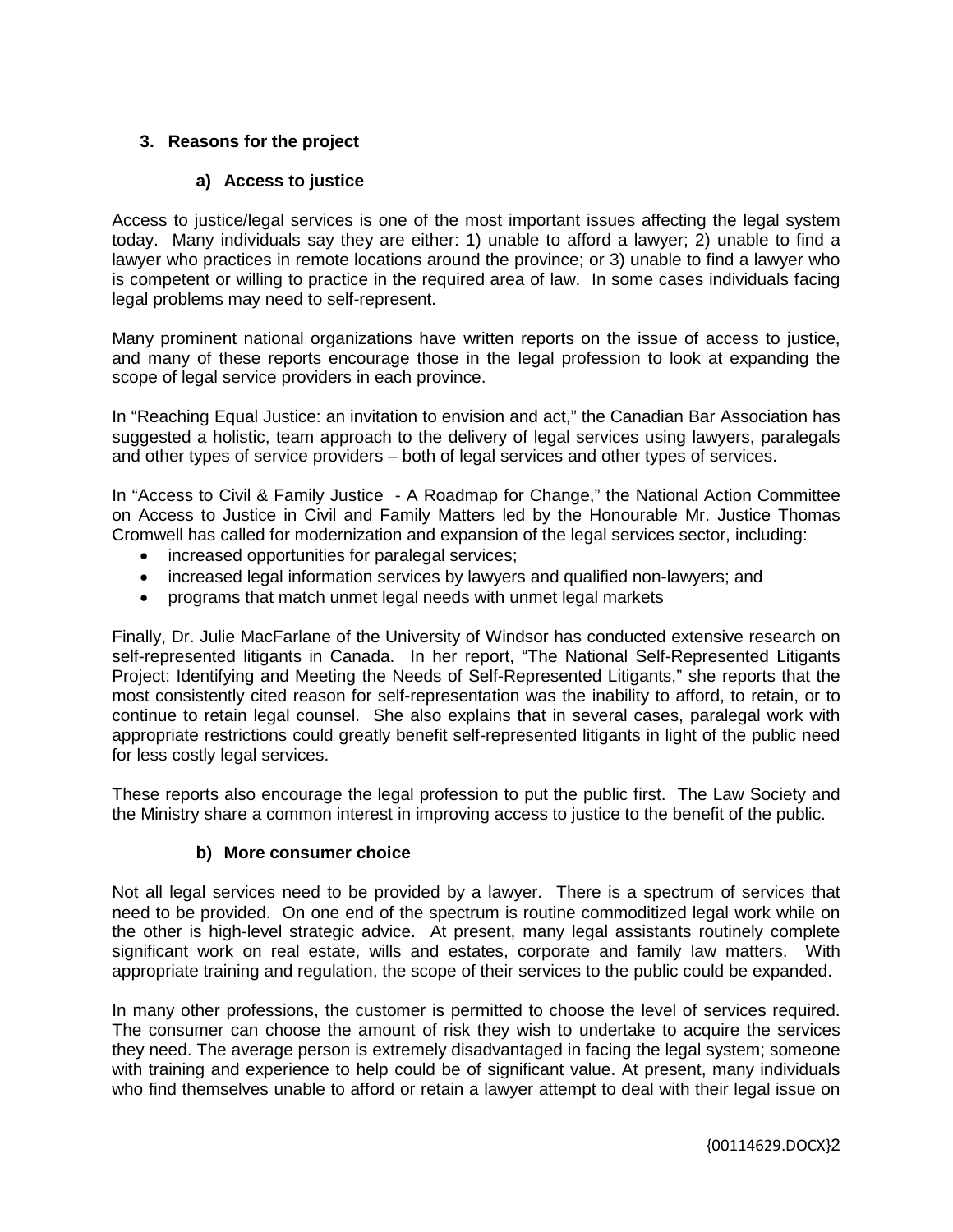## 3. Reasons for the project

### a) Access to justice

Access to justice/legal services is one of the most important issues affecting the legal system today. Many individuals say they are either: 1) unable to afford a lawyer; 2) unable to find a lawyer who practices in remote locations around the province; or 3) unable to find a lawyer who is competent or willing to practice in the required area of law. In some cases individuals facing legal problems may need to self-represent.

Many prominent national organizations have written reports on the issue of access to justice, and many of these reports encourage those in the legal profession to look at expanding the scope of legal service providers in each province.

In "Reaching Equal Justice: an invitation to envision and act," the Canadian Bar Association has suggested a holistic, team approach to the delivery of legal services using lawyers, paralegals and other types of service providers – both of legal services and other types of services.

In "Access to Civil & Family Justice - A Roadmap for Change," the National Action Committee on Access to Justice in Civil and Family Matters led by the Honourable Mr. Justice Thomas Cromwell has called for modernization and expansion of the legal services sector, including:

- increased opportunities for paralegal services;
- increased legal information services by lawyers and qualified non-lawyers; and
- programs that match unmet legal needs with unmet legal markets

Finally, Dr. Julie MacFarlane of the University of Windsor has conducted extensive research on self-represented litigants in Canada. In her report, "The National Self-Represented Litigants Project: Identifying and Meeting the Needs of Self-Represented Litigants," she reports that the most consistently cited reason for self-representation was the inability to afford, to retain, or to continue to retain legal counsel. She also explains that in several cases, paralegal work with appropriate restrictions could greatly benefit self-represented litigants in light of the public need for less costly legal services.

These reports also encourage the legal profession to put the public first. The Law Society and the Ministry share a common interest in improving access to justice to the benefit of the public.

### b) More consumer choice

Not all legal services need to be provided by a lawyer. There is a spectrum of services that need to be provided. On one end of the spectrum is routine commoditized legal work while on the other is high-level strategic advice. At present, many legal assistants routinely complete significant work on real estate, wills and estates, corporate and family law matters. With appropriate training and regulation, the scope of their services to the public could be expanded.

In many other professions, the customer is permitted to choose the level of services required. The consumer can choose the amount of risk they wish to undertake to acquire the services they need. The average person is extremely disadvantaged in facing the legal system; someone with training and experience to help could be of significant value. At present, many individuals who find themselves unable to afford or retain a lawyer attempt to deal with their legal issue on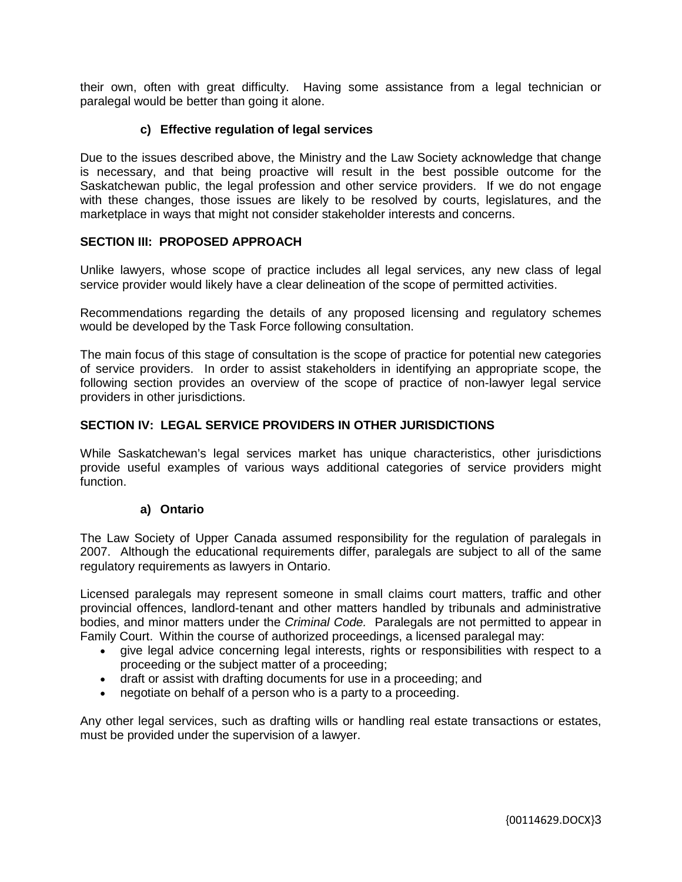their own, often with great difficulty. Having some assistance from a legal technician or paralegal would be better than going it alone.

### c) Effective regulation of legal services

Due to the issues described above, the Ministry and the Law Society acknowledge that change is necessary, and that being proactive will result in the best possible outcome for the Saskatchewan public, the legal profession and other service providers. If we do not engage with these changes, those issues are likely to be resolved by courts, legislatures, and the marketplace in ways that might not consider stakeholder interests and concerns.

## SECTION III: PROPOSED APPROACH

Unlike lawyers, whose scope of practice includes all legal services, any new class of legal service provider would likely have a clear delineation of the scope of permitted activities.

Recommendations regarding the details of any proposed licensing and regulatory schemes would be developed by the Task Force following consultation.

The main focus of this stage of consultation is the scope of practice for potential new categories of service providers. In order to assist stakeholders in identifying an appropriate scope, the following section provides an overview of the scope of practice of non-lawyer legal service providers in other jurisdictions.

## SECTION IV: LEGAL SERVICE PROVIDERS IN OTHER JURISDICTIONS

While Saskatchewan's legal services market has unique characteristics, other jurisdictions provide useful examples of various ways additional categories of service providers might function.

### a) Ontario

The Law Society of Upper Canada assumed responsibility for the regulation of paralegals in 2007. Although the educational requirements differ, paralegals are subject to all of the same regulatory requirements as lawyers in Ontario.

Licensed paralegals may represent someone in small claims court matters, traffic and other provincial offences, landlord-tenant and other matters handled by tribunals and administrative bodies, and minor matters under the *Criminal Code.* Paralegals are not permitted to appear in Family Court. Within the course of authorized proceedings, a licensed paralegal may:

- give legal advice concerning legal interests, rights or responsibilities with respect to a proceeding or the subject matter of a proceeding;
- draft or assist with drafting documents for use in a proceeding; and
- negotiate on behalf of a person who is a party to a proceeding.

Any other legal services, such as drafting wills or handling real estate transactions or estates, must be provided under the supervision of a lawyer.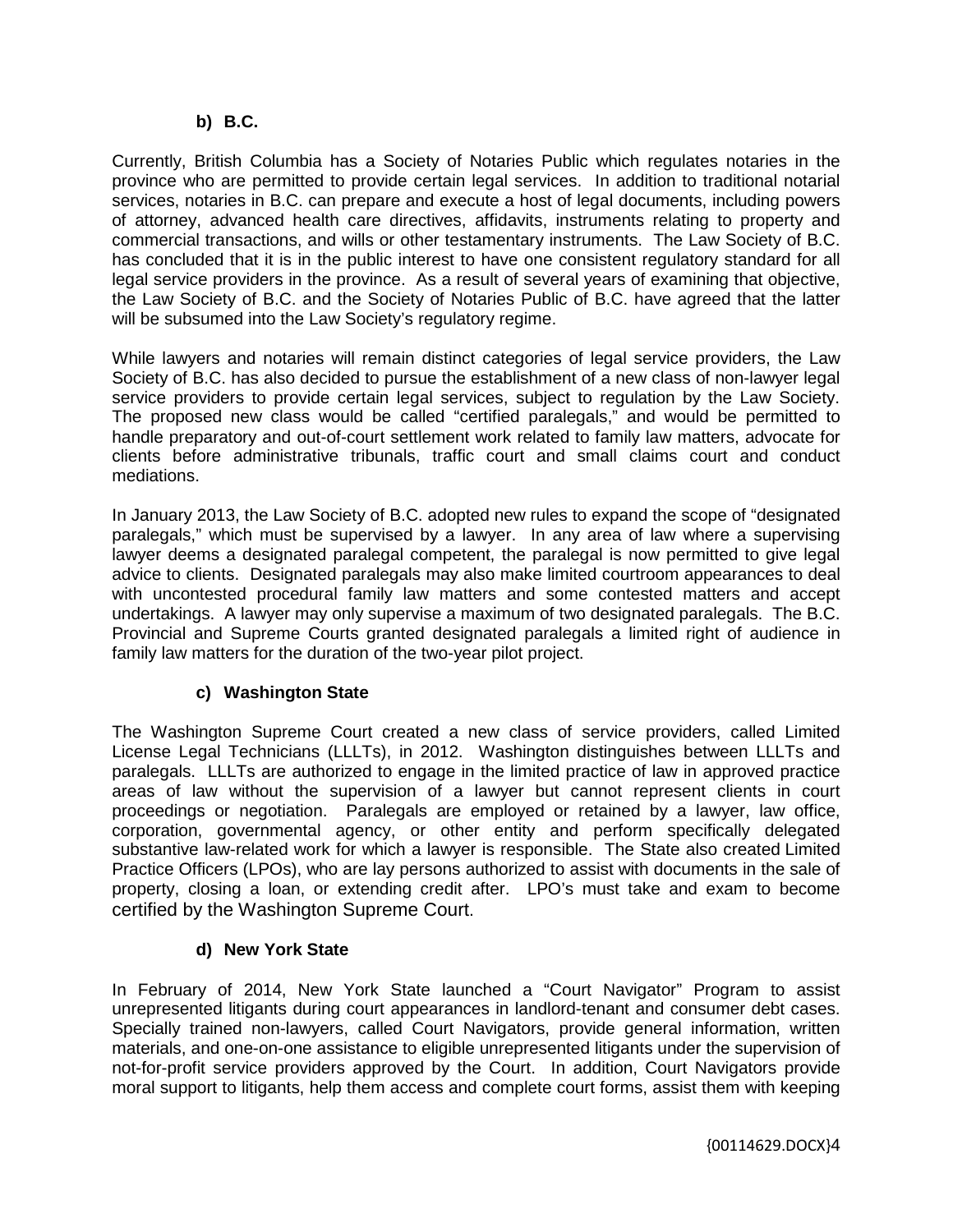### b) B.C.

Currently, British Columbia has a Society of Notaries Public which regulates notaries in the province who are permitted to provide certain legal services. In addition to traditional notarial services, notaries in B.C. can prepare and execute a host of legal documents, including powers of attorney, advanced health care directives, affidavits, instruments relating to property and commercial transactions, and wills or other testamentary instruments. The Law Society of B.C. has concluded that it is in the public interest to have one consistent regulatory standard for all legal service providers in the province. As a result of several years of examining that objective, the Law Society of B.C. and the Society of Notaries Public of B.C. have agreed that the latter will be subsumed into the Law Society's regulatory regime.

While lawyers and notaries will remain distinct categories of legal service providers, the Law Society of B.C. has also decided to pursue the establishment of a new class of non-lawyer legal service providers to provide certain legal services, subject to regulation by the Law Society. The proposed new class would be called "certified paralegals," and would be permitted to handle preparatory and out-of-court settlement work related to family law matters, advocate for clients before administrative tribunals, traffic court and small claims court and conduct mediations.

In January 2013, the Law Society of B.C. adopted new rules to expand the scope of "designated paralegals," which must be supervised by a lawyer. In any area of law where a supervising lawyer deems a designated paralegal competent, the paralegal is now permitted to give legal advice to clients. Designated paralegals may also make limited courtroom appearances to deal with uncontested procedural family law matters and some contested matters and accept undertakings. A lawyer may only supervise a maximum of two designated paralegals. The B.C. Provincial and Supreme Courts granted designated paralegals a limited right of audience in family law matters for the duration of the two-year pilot project.

### c) Washington State

The Washington Supreme Court created a new class of service providers, called Limited License Legal Technicians (LLLTs), in 2012. Washington distinguishes between LLLTs and paralegals. LLLTs are authorized to engage in the limited practice of law in approved practice areas of law without the supervision of a lawyer but cannot represent clients in court proceedings or negotiation. Paralegals are employed or retained by a lawyer, law office, corporation, governmental agency, or other entity and perform specifically delegated substantive law-related work for which a lawyer is responsible. The State also created Limited Practice Officers (LPOs), who are lay persons authorized to assist with documents in the sale of property, closing a loan, or extending credit after. LPO's must take and exam to become certified by the Washington Supreme Court.

### d) New York State

In February of 2014, New York State launched a "Court Navigator" Program to assist unrepresented litigants during court appearances in landlord-tenant and consumer debt cases. Specially trained non-lawyers, called Court Navigators, provide general information, written materials, and one-on-one assistance to eligible unrepresented litigants under the supervision of not-for-profit service providers approved by the Court. In addition, Court Navigators provide moral support to litigants, help them access and complete court forms, assist them with keeping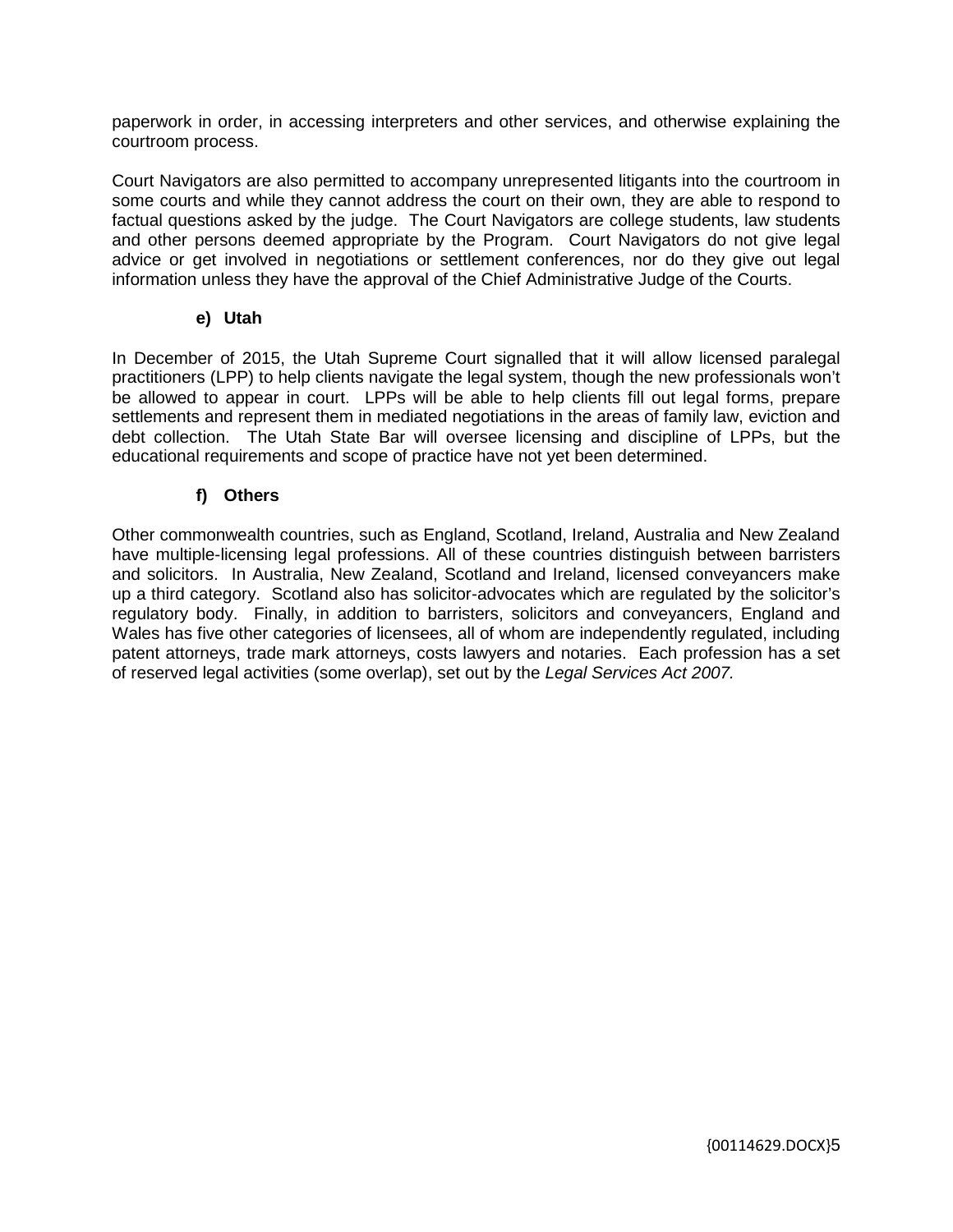paperwork in order, in accessing interpreters and other services, and otherwise explaining the courtroom process.

Court Navigators are also permitted to accompany unrepresented litigants into the courtroom in some courts and while they cannot address the court on their own, they are able to respond to factual questions asked by the judge. The Court Navigators are college students, law students and other persons deemed appropriate by the Program. Court Navigators do not give legal advice or get involved in negotiations or settlement conferences, nor do they give out legal information unless they have the approval of the Chief Administrative Judge of the Courts.

**e) Utah**

In December of 2015, the Utah Supreme Court signalled that it will allow licensed paralegal practitioners (LPP) to help clients navigate the legal system, though the new professionals won't be allowed to appear in court. LPPs will be able to help clients fill out legal forms, prepare settlements and represent them in mediated negotiations in the areas of family law, eviction and debt collection. The Utah State Bar will oversee licensing and discipline of LPPs, but the educational requirements and scope of practice have not yet been determined.

**f) Others**

Other commonwealth countries, such as England, Scotland, Ireland, Australia and New Zealand have multiple-licensing legal professions. All of these countries distinguish between barristers and solicitors. In Australia, New Zealand, Scotland and Ireland, licensed conveyancers make up a third category. Scotland also has solicitor-advocates which are regulated by the solicitor's regulatory body. Finally, in addition to barristers, solicitors and conveyancers, England and Wales has five other categories of licensees, all of whom are independently regulated, including patent attorneys, trade mark attorneys, costs lawyers and notaries. Each profession has a set of reserved legal activities (some overlap), set out by the *Legal Services Act 2007.*